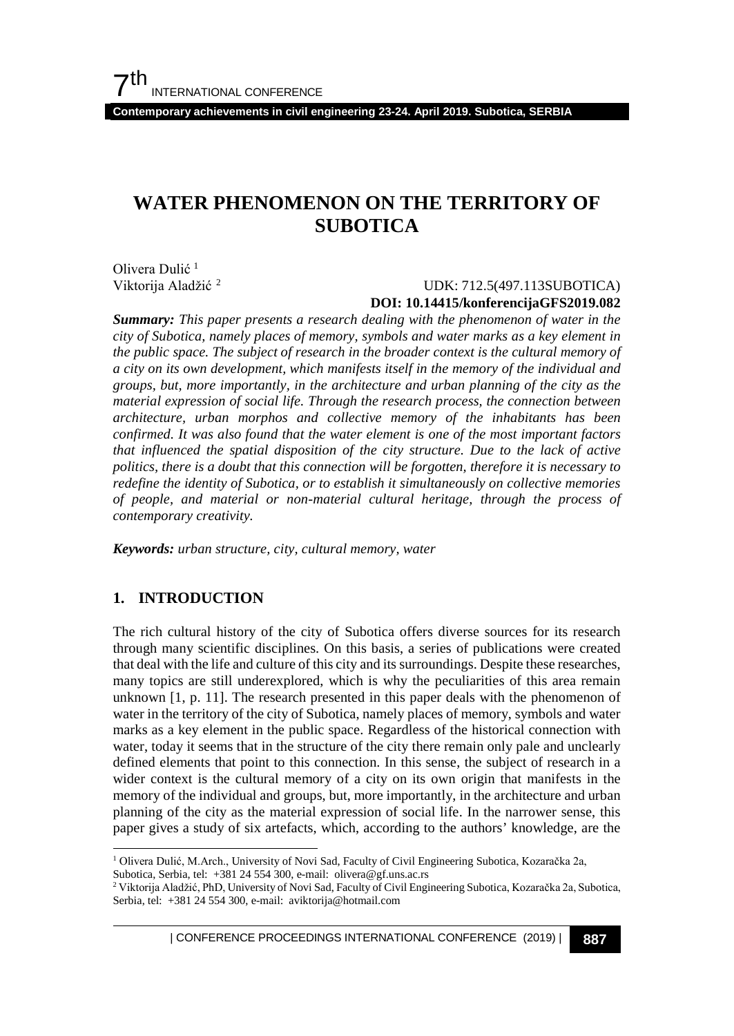# WATER PHENOMENON ON THE TERRITORY OF SUBOTICA

Olivera Dulić [1]
Viktorija Aladžić [2]

UDK: 712.5(497.113SUBOTICA)
**DOI: 10.14415/konferencijaGFS2019.082**

***Summary:*** *This paper presents a research dealing with the phenomenon of water in the city of Subotica, namely places of memory, symbols and water marks as a key element in the public space. The subject of research in the broader context is the cultural memory of a city on its own development, which manifests itself in the memory of the individual and groups, but, more importantly, in the architecture and urban planning of the city as the material expression of social life. Through the research process, the connection between architecture, urban morphos and collective memory of the inhabitants has been confirmed. It was also found that the water element is one of the most important factors that influenced the spatial disposition of the city structure. Due to the lack of active politics, there is a doubt that this connection will be forgotten, therefore it is necessary to redefine the identity of Subotica, or to establish it simultaneously on collective memories of people, and material or non-material cultural heritage, through the process of contemporary creativity.*

***Keywords:*** *urban structure, city, cultural memory, water*

## 1. INTRODUCTION

The rich cultural history of the city of Subotica offers diverse sources for its research through many scientific disciplines. On this basis, a series of publications were created that deal with the life and culture of this city and its surroundings. Despite these researches, many topics are still underexplored, which is why the peculiarities of this area remain unknown [1, p. 11]. The research presented in this paper deals with the phenomenon of water in the territory of the city of Subotica, namely places of memory, symbols and water marks as a key element in the public space. Regardless of the historical connection with water, today it seems that in the structure of the city there remain only pale and unclearly defined elements that point to this connection. In this sense, the subject of research in a wider context is the cultural memory of a city on its own origin that manifests in the memory of the individual and groups, but, more importantly, in the architecture and urban planning of the city as the material expression of social life. In the narrower sense, this paper gives a study of six artefacts, which, according to the authors' knowledge, are the

[1] Olivera Dulić, M.Arch., University of Novi Sad, Faculty of Civil Engineering Subotica, Kozaračka 2a, Subotica, Serbia, tel: +381 24 554 300, e-mail: olivera@gf.uns.ac.rs

[2] Viktorija Aladžić, PhD, University of Novi Sad, Faculty of Civil Engineering Subotica, Kozaračka 2a, Subotica, Serbia, tel: +381 24 554 300, e-mail: aviktorija@hotmail.com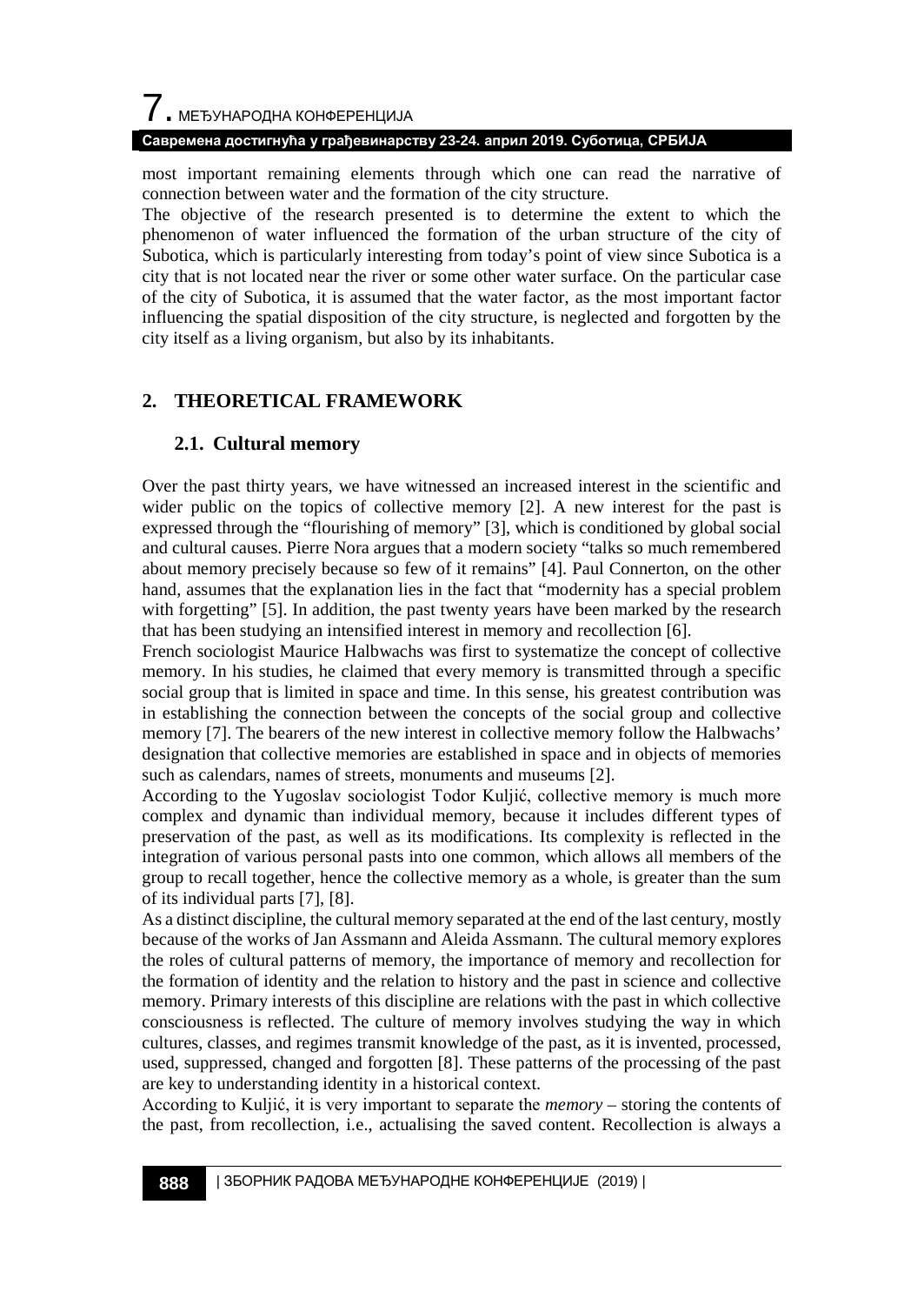most important remaining elements through which one can read the narrative of connection between water and the formation of the city structure.

The objective of the research presented is to determine the extent to which the phenomenon of water influenced the formation of the urban structure of the city of Subotica, which is particularly interesting from today's point of view since Subotica is a city that is not located near the river or some other water surface. On the particular case of the city of Subotica, it is assumed that the water factor, as the most important factor influencing the spatial disposition of the city structure, is neglected and forgotten by the city itself as a living organism, but also by its inhabitants.

## 2. THEORETICAL FRAMEWORK

### 2.1. Cultural memory

Over the past thirty years, we have witnessed an increased interest in the scientific and wider public on the topics of collective memory [2]. A new interest for the past is expressed through the "flourishing of memory" [3], which is conditioned by global social and cultural causes. Pierre Nora argues that a modern society "talks so much remembered about memory precisely because so few of it remains" [4]. Paul Connerton, on the other hand, assumes that the explanation lies in the fact that "modernity has a special problem with forgetting" [5]. In addition, the past twenty years have been marked by the research that has been studying an intensified interest in memory and recollection [6].

French sociologist Maurice Halbwachs was first to systematize the concept of collective memory. In his studies, he claimed that every memory is transmitted through a specific social group that is limited in space and time. In this sense, his greatest contribution was in establishing the connection between the concepts of the social group and collective memory [7]. The bearers of the new interest in collective memory follow the Halbwachs' designation that collective memories are established in space and in objects of memories such as calendars, names of streets, monuments and museums [2].

According to the Yugoslav sociologist Todor Kuljić, collective memory is much more complex and dynamic than individual memory, because it includes different types of preservation of the past, as well as its modifications. Its complexity is reflected in the integration of various personal pasts into one common, which allows all members of the group to recall together, hence the collective memory as a whole, is greater than the sum of its individual parts [7], [8].

As a distinct discipline, the cultural memory separated at the end of the last century, mostly because of the works of Jan Assmann and Aleida Assmann. The cultural memory explores the roles of cultural patterns of memory, the importance of memory and recollection for the formation of identity and the relation to history and the past in science and collective memory. Primary interests of this discipline are relations with the past in which collective consciousness is reflected. The culture of memory involves studying the way in which cultures, classes, and regimes transmit knowledge of the past, as it is invented, processed, used, suppressed, changed and forgotten [8]. These patterns of the processing of the past are key to understanding identity in a historical context.

According to Kuljić, it is very important to separate the *memory* – storing the contents of the past, from recollection, i.e., actualising the saved content. Recollection is always a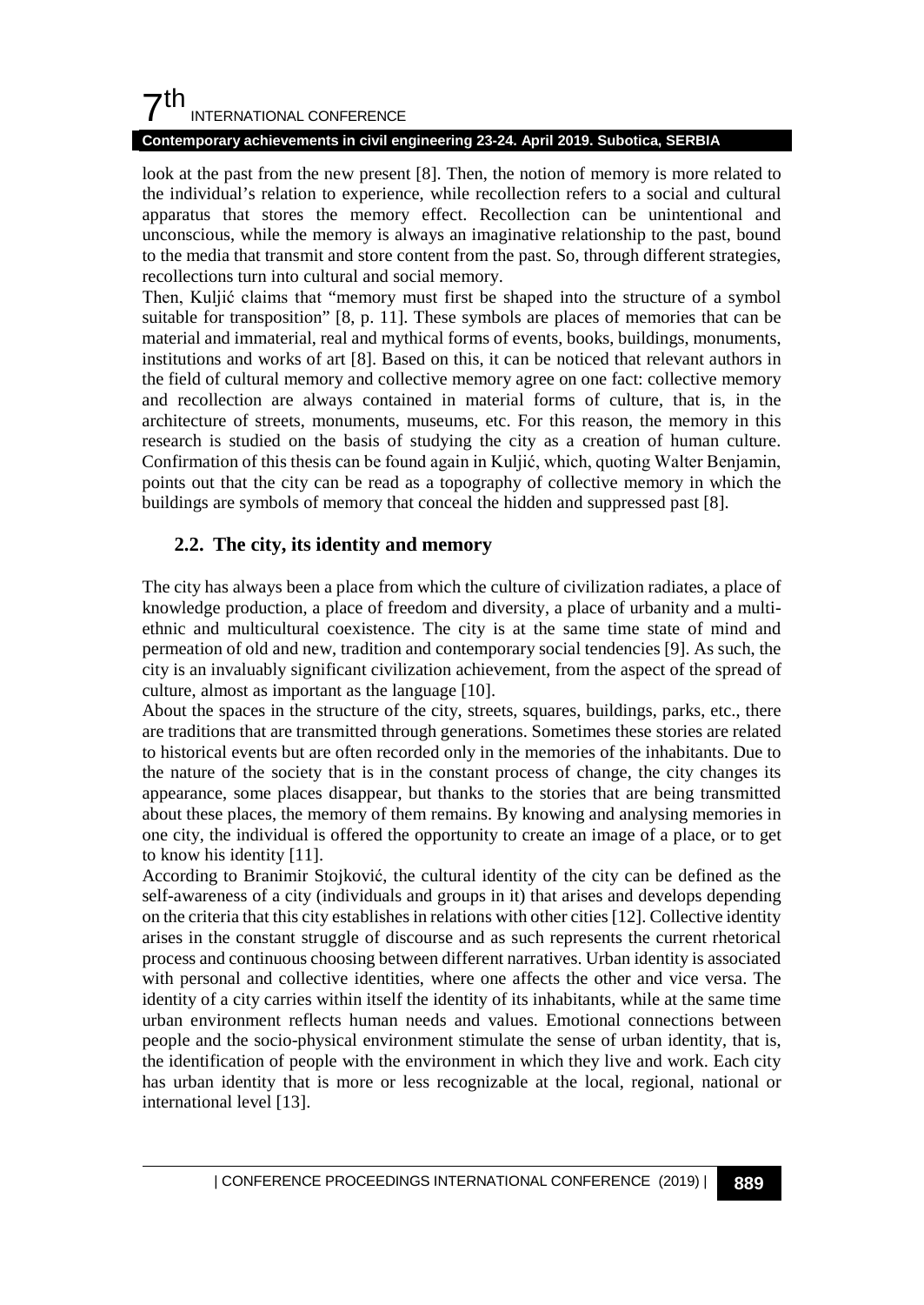look at the past from the new present [8]. Then, the notion of memory is more related to the individual's relation to experience, while recollection refers to a social and cultural apparatus that stores the memory effect. Recollection can be unintentional and unconscious, while the memory is always an imaginative relationship to the past, bound to the media that transmit and store content from the past. So, through different strategies, recollections turn into cultural and social memory.

Then, Kuljić claims that "memory must first be shaped into the structure of a symbol suitable for transposition" [8, p. 11]. These symbols are places of memories that can be material and immaterial, real and mythical forms of events, books, buildings, monuments, institutions and works of art [8]. Based on this, it can be noticed that relevant authors in the field of cultural memory and collective memory agree on one fact: collective memory and recollection are always contained in material forms of culture, that is, in the architecture of streets, monuments, museums, etc. For this reason, the memory in this research is studied on the basis of studying the city as a creation of human culture. Confirmation of this thesis can be found again in Kuljić, which, quoting Walter Benjamin, points out that the city can be read as a topography of collective memory in which the buildings are symbols of memory that conceal the hidden and suppressed past [8].

## 2.2. The city, its identity and memory

The city has always been a place from which the culture of civilization radiates, a place of knowledge production, a place of freedom and diversity, a place of urbanity and a multi-ethnic and multicultural coexistence. The city is at the same time state of mind and permeation of old and new, tradition and contemporary social tendencies [9]. As such, the city is an invaluably significant civilization achievement, from the aspect of the spread of culture, almost as important as the language [10].

About the spaces in the structure of the city, streets, squares, buildings, parks, etc., there are traditions that are transmitted through generations. Sometimes these stories are related to historical events but are often recorded only in the memories of the inhabitants. Due to the nature of the society that is in the constant process of change, the city changes its appearance, some places disappear, but thanks to the stories that are being transmitted about these places, the memory of them remains. By knowing and analysing memories in one city, the individual is offered the opportunity to create an image of a place, or to get to know his identity [11].

According to Branimir Stojković, the cultural identity of the city can be defined as the self-awareness of a city (individuals and groups in it) that arises and develops depending on the criteria that this city establishes in relations with other cities [12]. Collective identity arises in the constant struggle of discourse and as such represents the current rhetorical process and continuous choosing between different narratives. Urban identity is associated with personal and collective identities, where one affects the other and vice versa. The identity of a city carries within itself the identity of its inhabitants, while at the same time urban environment reflects human needs and values. Emotional connections between people and the socio-physical environment stimulate the sense of urban identity, that is, the identification of people with the environment in which they live and work. Each city has urban identity that is more or less recognizable at the local, regional, national or international level [13].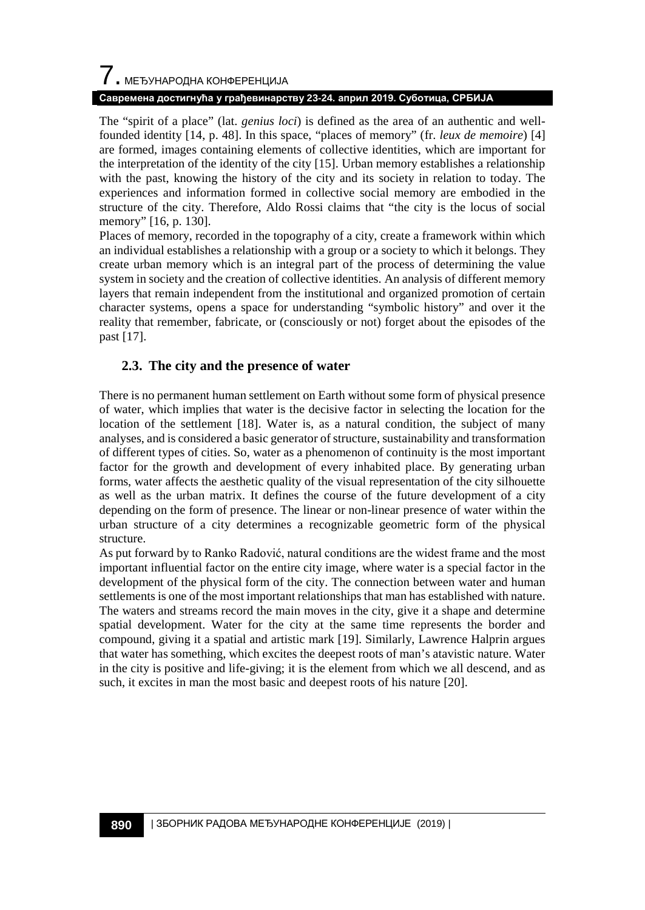The "spirit of a place" (lat. *genius loci*) is defined as the area of an authentic and well-founded identity [14, p. 48]. In this space, "places of memory" (fr. *leux de memoire*) [4] are formed, images containing elements of collective identities, which are important for the interpretation of the identity of the city [15]. Urban memory establishes a relationship with the past, knowing the history of the city and its society in relation to today. The experiences and information formed in collective social memory are embodied in the structure of the city. Therefore, Aldo Rossi claims that "the city is the locus of social memory" [16, p. 130].

Places of memory, recorded in the topography of a city, create a framework within which an individual establishes a relationship with a group or a society to which it belongs. They create urban memory which is an integral part of the process of determining the value system in society and the creation of collective identities. An analysis of different memory layers that remain independent from the institutional and organized promotion of certain character systems, opens a space for understanding "symbolic history" and over it the reality that remember, fabricate, or (consciously or not) forget about the episodes of the past [17].

### 2.3. The city and the presence of water

There is no permanent human settlement on Earth without some form of physical presence of water, which implies that water is the decisive factor in selecting the location for the location of the settlement [18]. Water is, as a natural condition, the subject of many analyses, and is considered a basic generator of structure, sustainability and transformation of different types of cities. So, water as a phenomenon of continuity is the most important factor for the growth and development of every inhabited place. By generating urban forms, water affects the aesthetic quality of the visual representation of the city silhouette as well as the urban matrix. It defines the course of the future development of a city depending on the form of presence. The linear or non-linear presence of water within the urban structure of a city determines a recognizable geometric form of the physical structure.

As put forward by to Ranko Radović, natural conditions are the widest frame and the most important influential factor on the entire city image, where water is a special factor in the development of the physical form of the city. The connection between water and human settlements is one of the most important relationships that man has established with nature. The waters and streams record the main moves in the city, give it a shape and determine spatial development. Water for the city at the same time represents the border and compound, giving it a spatial and artistic mark [19]. Similarly, Lawrence Halprin argues that water has something, which excites the deepest roots of man's atavistic nature. Water in the city is positive and life-giving; it is the element from which we all descend, and as such, it excites in man the most basic and deepest roots of his nature [20].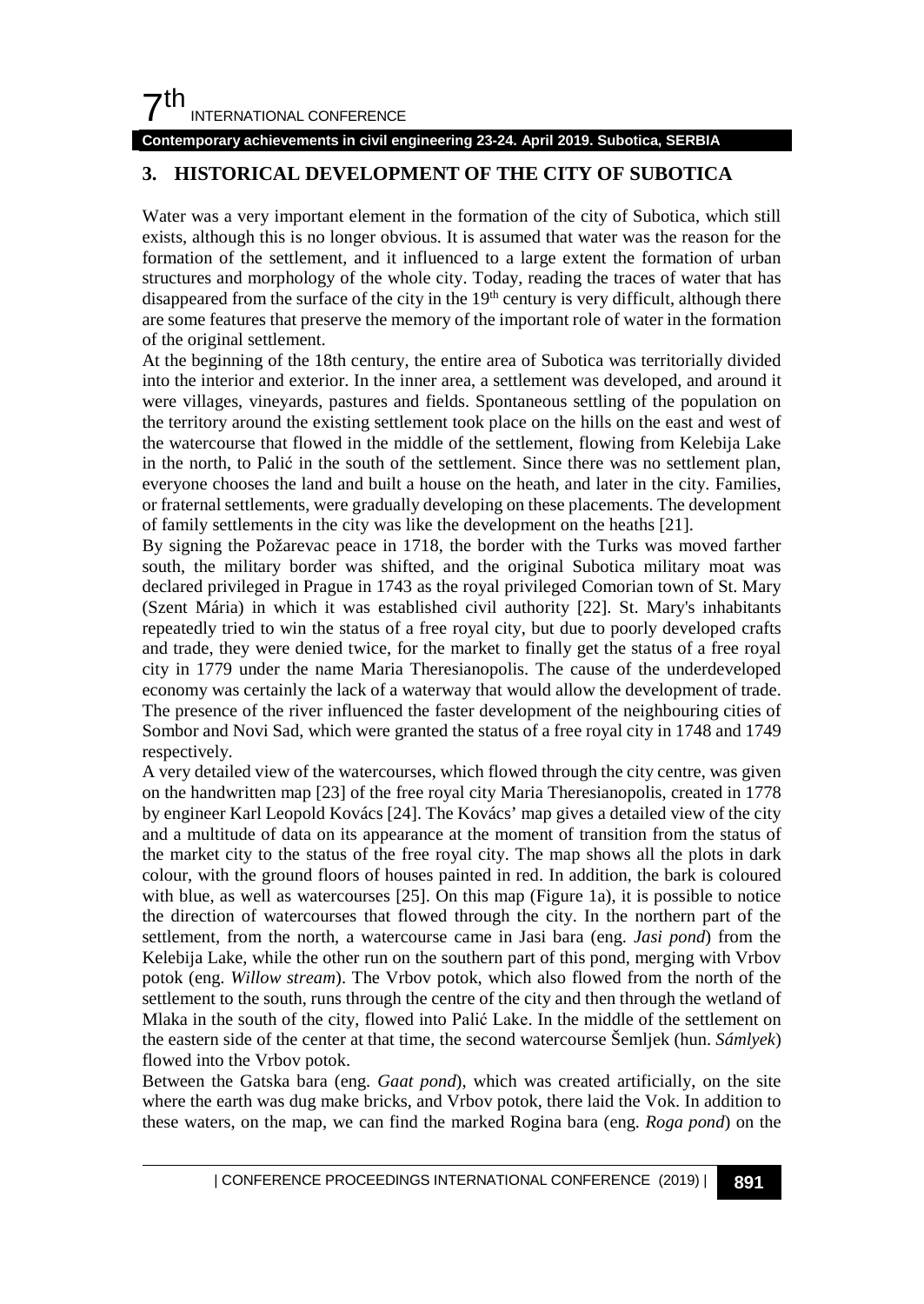## 3. HISTORICAL DEVELOPMENT OF THE CITY OF SUBOTICA

Water was a very important element in the formation of the city of Subotica, which still exists, although this is no longer obvious. It is assumed that water was the reason for the formation of the settlement, and it influenced to a large extent the formation of urban structures and morphology of the whole city. Today, reading the traces of water that has disappeared from the surface of the city in the 19th century is very difficult, although there are some features that preserve the memory of the important role of water in the formation of the original settlement.

At the beginning of the 18th century, the entire area of Subotica was territorially divided into the interior and exterior. In the inner area, a settlement was developed, and around it were villages, vineyards, pastures and fields. Spontaneous settling of the population on the territory around the existing settlement took place on the hills on the east and west of the watercourse that flowed in the middle of the settlement, flowing from Kelebija Lake in the north, to Palić in the south of the settlement. Since there was no settlement plan, everyone chooses the land and built a house on the heath, and later in the city. Families, or fraternal settlements, were gradually developing on these placements. The development of family settlements in the city was like the development on the heaths [21].

By signing the Požarevac peace in 1718, the border with the Turks was moved farther south, the military border was shifted, and the original Subotica military moat was declared privileged in Prague in 1743 as the royal privileged Comorian town of St. Mary (Szent Mária) in which it was established civil authority [22]. St. Mary's inhabitants repeatedly tried to win the status of a free royal city, but due to poorly developed crafts and trade, they were denied twice, for the market to finally get the status of a free royal city in 1779 under the name Maria Theresianopolis. The cause of the underdeveloped economy was certainly the lack of a waterway that would allow the development of trade. The presence of the river influenced the faster development of the neighbouring cities of Sombor and Novi Sad, which were granted the status of a free royal city in 1748 and 1749 respectively.

A very detailed view of the watercourses, which flowed through the city centre, was given on the handwritten map [23] of the free royal city Maria Theresianopolis, created in 1778 by engineer Karl Leopold Kovács [24]. The Kovács' map gives a detailed view of the city and a multitude of data on its appearance at the moment of transition from the status of the market city to the status of the free royal city. The map shows all the plots in dark colour, with the ground floors of houses painted in red. In addition, the bark is coloured with blue, as well as watercourses [25]. On this map (Figure 1a), it is possible to notice the direction of watercourses that flowed through the city. In the northern part of the settlement, from the north, a watercourse came in Jasi bara (eng. *Jasi pond*) from the Kelebija Lake, while the other run on the southern part of this pond, merging with Vrbov potok (eng. *Willow stream*). The Vrbov potok, which also flowed from the north of the settlement to the south, runs through the centre of the city and then through the wetland of Mlaka in the south of the city, flowed into Palić Lake. In the middle of the settlement on the eastern side of the center at that time, the second watercourse Šemljek (hun. *Sámlyek*) flowed into the Vrbov potok.

Between the Gatska bara (eng. *Gaat pond*), which was created artificially, on the site where the earth was dug make bricks, and Vrbov potok, there laid the Vok. In addition to these waters, on the map, we can find the marked Rogina bara (eng. *Roga pond*) on the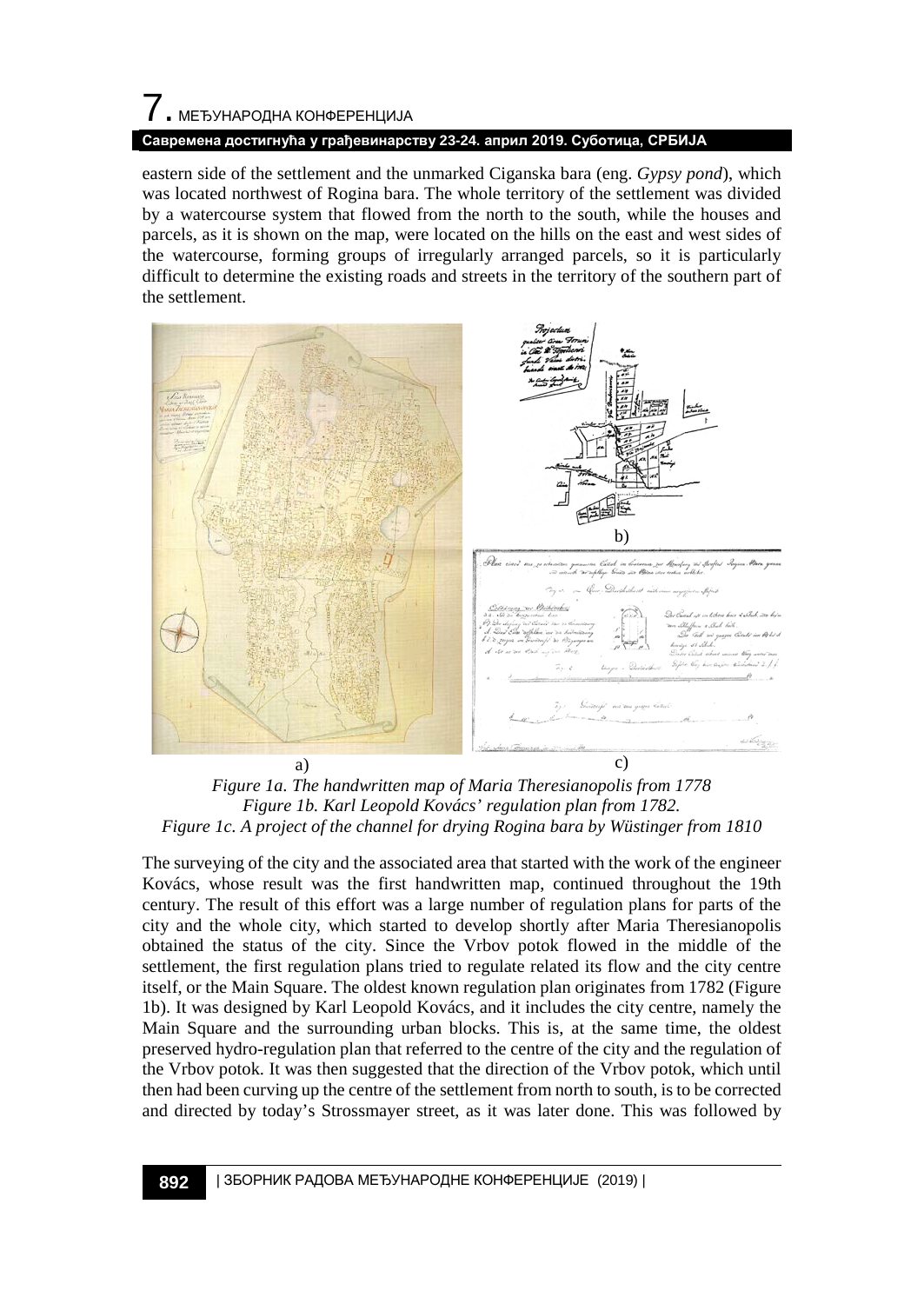eastern side of the settlement and the unmarked Ciganska bara (eng. *Gypsy pond*), which was located northwest of Rogina bara. The whole territory of the settlement was divided by a watercourse system that flowed from the north to the south, while the houses and parcels, as it is shown on the map, were located on the hills on the east and west sides of the watercourse, forming groups of irregularly arranged parcels, so it is particularly difficult to determine the existing roads and streets in the territory of the southern part of the settlement.

*Figure 1a. The handwritten map of Maria Theresianopolis from 1778*
*Figure 1b. Karl Leopold Kovács' regulation plan from 1782.*
*Figure 1c. A project of the channel for drying Rogina bara by Wüstinger from 1810*

The surveying of the city and the associated area that started with the work of the engineer Kovács, whose result was the first handwritten map, continued throughout the 19th century. The result of this effort was a large number of regulation plans for parts of the city and the whole city, which started to develop shortly after Maria Theresianopolis obtained the status of the city. Since the Vrbov potok flowed in the middle of the settlement, the first regulation plans tried to regulate related its flow and the city centre itself, or the Main Square. The oldest known regulation plan originates from 1782 (Figure 1b). It was designed by Karl Leopold Kovács, and it includes the city centre, namely the Main Square and the surrounding urban blocks. This is, at the same time, the oldest preserved hydro-regulation plan that referred to the centre of the city and the regulation of the Vrbov potok. It was then suggested that the direction of the Vrbov potok, which until then had been curving up the centre of the settlement from north to south, is to be corrected and directed by today's Strossmayer street, as it was later done. This was followed by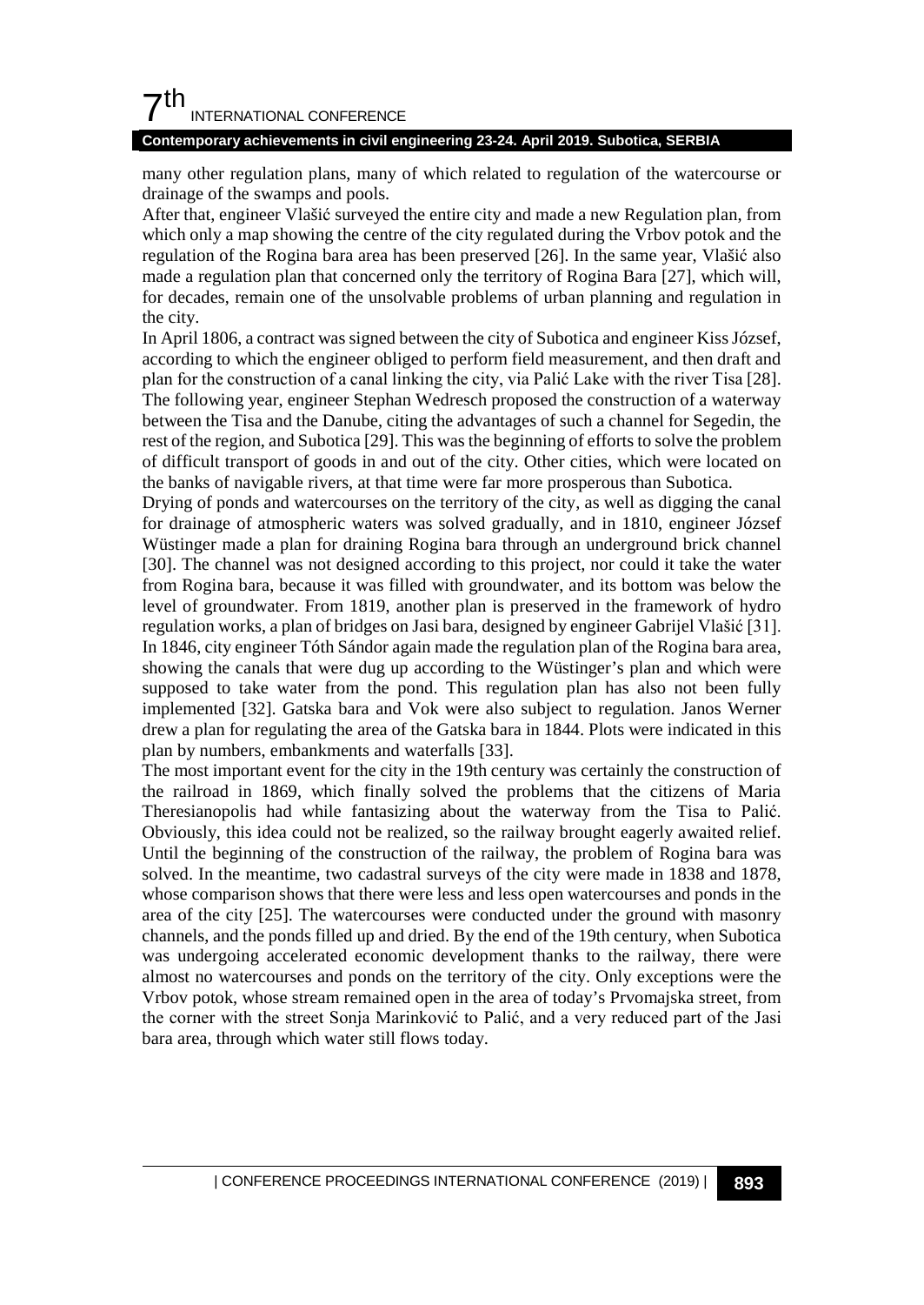many other regulation plans, many of which related to regulation of the watercourse or drainage of the swamps and pools.

After that, engineer Vlašić surveyed the entire city and made a new Regulation plan, from which only a map showing the centre of the city regulated during the Vrbov potok and the regulation of the Rogina bara area has been preserved [26]. In the same year, Vlašić also made a regulation plan that concerned only the territory of Rogina Bara [27], which will, for decades, remain one of the unsolvable problems of urban planning and regulation in the city.

In April 1806, a contract was signed between the city of Subotica and engineer Kiss József, according to which the engineer obliged to perform field measurement, and then draft and plan for the construction of a canal linking the city, via Palić Lake with the river Tisa [28]. The following year, engineer Stephan Wedresch proposed the construction of a waterway between the Tisa and the Danube, citing the advantages of such a channel for Segedin, the rest of the region, and Subotica [29]. This was the beginning of efforts to solve the problem of difficult transport of goods in and out of the city. Other cities, which were located on the banks of navigable rivers, at that time were far more prosperous than Subotica.

Drying of ponds and watercourses on the territory of the city, as well as digging the canal for drainage of atmospheric waters was solved gradually, and in 1810, engineer József Wüstinger made a plan for draining Rogina bara through an underground brick channel [30]. The channel was not designed according to this project, nor could it take the water from Rogina bara, because it was filled with groundwater, and its bottom was below the level of groundwater. From 1819, another plan is preserved in the framework of hydro regulation works, a plan of bridges on Jasi bara, designed by engineer Gabrijel Vlašić [31]. In 1846, city engineer Tóth Sándor again made the regulation plan of the Rogina bara area, showing the canals that were dug up according to the Wüstinger's plan and which were supposed to take water from the pond. This regulation plan has also not been fully implemented [32]. Gatska bara and Vok were also subject to regulation. Janos Werner drew a plan for regulating the area of the Gatska bara in 1844. Plots were indicated in this plan by numbers, embankments and waterfalls [33].

The most important event for the city in the 19th century was certainly the construction of the railroad in 1869, which finally solved the problems that the citizens of Maria Theresianopolis had while fantasizing about the waterway from the Tisa to Palić. Obviously, this idea could not be realized, so the railway brought eagerly awaited relief. Until the beginning of the construction of the railway, the problem of Rogina bara was solved. In the meantime, two cadastral surveys of the city were made in 1838 and 1878, whose comparison shows that there were less and less open watercourses and ponds in the area of the city [25]. The watercourses were conducted under the ground with masonry channels, and the ponds filled up and dried. By the end of the 19th century, when Subotica was undergoing accelerated economic development thanks to the railway, there were almost no watercourses and ponds on the territory of the city. Only exceptions were the Vrbov potok, whose stream remained open in the area of today's Prvomajska street, from the corner with the street Sonja Marinković to Palić, and a very reduced part of the Jasi bara area, through which water still flows today.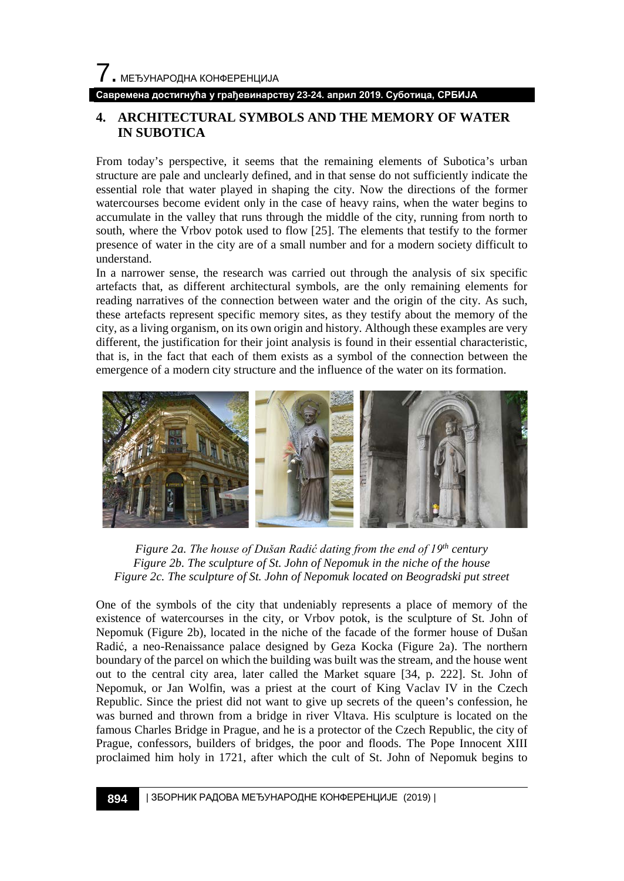## 4. ARCHITECTURAL SYMBOLS AND THE MEMORY OF WATER IN SUBOTICA

From today's perspective, it seems that the remaining elements of Subotica's urban structure are pale and unclearly defined, and in that sense do not sufficiently indicate the essential role that water played in shaping the city. Now the directions of the former watercourses become evident only in the case of heavy rains, when the water begins to accumulate in the valley that runs through the middle of the city, running from north to south, where the Vrbov potok used to flow [25]. The elements that testify to the former presence of water in the city are of a small number and for a modern society difficult to understand.

In a narrower sense, the research was carried out through the analysis of six specific artefacts that, as different architectural symbols, are the only remaining elements for reading narratives of the connection between water and the origin of the city. As such, these artefacts represent specific memory sites, as they testify about the memory of the city, as a living organism, on its own origin and history. Although these examples are very different, the justification for their joint analysis is found in their essential characteristic, that is, in the fact that each of them exists as a symbol of the connection between the emergence of a modern city structure and the influence of the water on its formation.

*Figure 2a. The house of Dušan Radić dating from the end of 19th century*
*Figure 2b. The sculpture of St. John of Nepomuk in the niche of the house*
*Figure 2c. The sculpture of St. John of Nepomuk located on Beogradski put street*

One of the symbols of the city that undeniably represents a place of memory of the existence of watercourses in the city, or Vrbov potok, is the sculpture of St. John of Nepomuk (Figure 2b), located in the niche of the facade of the former house of Dušan Radić, a neo-Renaissance palace designed by Geza Kocka (Figure 2a). The northern boundary of the parcel on which the building was built was the stream, and the house went out to the central city area, later called the Market square [34, p. 222]. St. John of Nepomuk, or Jan Wolfin, was a priest at the court of King Vaclav IV in the Czech Republic. Since the priest did not want to give up secrets of the queen's confession, he was burned and thrown from a bridge in river Vltava. His sculpture is located on the famous Charles Bridge in Prague, and he is a protector of the Czech Republic, the city of Prague, confessors, builders of bridges, the poor and floods. The Pope Innocent XIII proclaimed him holy in 1721, after which the cult of St. John of Nepomuk begins to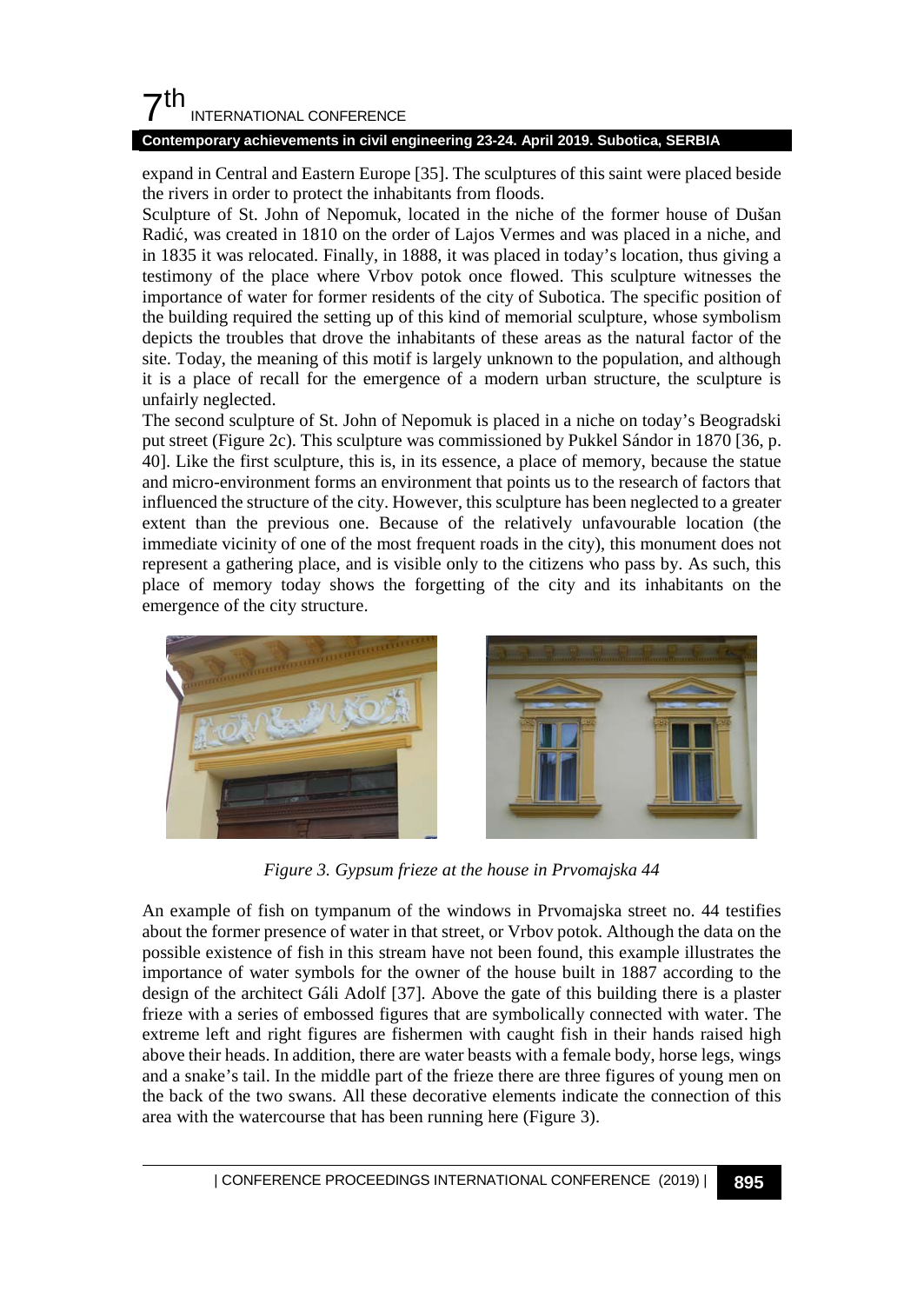expand in Central and Eastern Europe [35]. The sculptures of this saint were placed beside the rivers in order to protect the inhabitants from floods.

Sculpture of St. John of Nepomuk, located in the niche of the former house of Dušan Radić, was created in 1810 on the order of Lajos Vermes and was placed in a niche, and in 1835 it was relocated. Finally, in 1888, it was placed in today's location, thus giving a testimony of the place where Vrbov potok once flowed. This sculpture witnesses the importance of water for former residents of the city of Subotica. The specific position of the building required the setting up of this kind of memorial sculpture, whose symbolism depicts the troubles that drove the inhabitants of these areas as the natural factor of the site. Today, the meaning of this motif is largely unknown to the population, and although it is a place of recall for the emergence of a modern urban structure, the sculpture is unfairly neglected.

The second sculpture of St. John of Nepomuk is placed in a niche on today's Beogradski put street (Figure 2c). This sculpture was commissioned by Pukkel Sándor in 1870 [36, p. 40]. Like the first sculpture, this is, in its essence, a place of memory, because the statue and micro-environment forms an environment that points us to the research of factors that influenced the structure of the city. However, this sculpture has been neglected to a greater extent than the previous one. Because of the relatively unfavourable location (the immediate vicinity of one of the most frequent roads in the city), this monument does not represent a gathering place, and is visible only to the citizens who pass by. As such, this place of memory today shows the forgetting of the city and its inhabitants on the emergence of the city structure.

*Figure 3. Gypsum frieze at the house in Prvomajska 44*

An example of fish on tympanum of the windows in Prvomajska street no. 44 testifies about the former presence of water in that street, or Vrbov potok. Although the data on the possible existence of fish in this stream have not been found, this example illustrates the importance of water symbols for the owner of the house built in 1887 according to the design of the architect Gáli Adolf [37]. Above the gate of this building there is a plaster frieze with a series of embossed figures that are symbolically connected with water. The extreme left and right figures are fishermen with caught fish in their hands raised high above their heads. In addition, there are water beasts with a female body, horse legs, wings and a snake's tail. In the middle part of the frieze there are three figures of young men on the back of the two swans. All these decorative elements indicate the connection of this area with the watercourse that has been running here (Figure 3).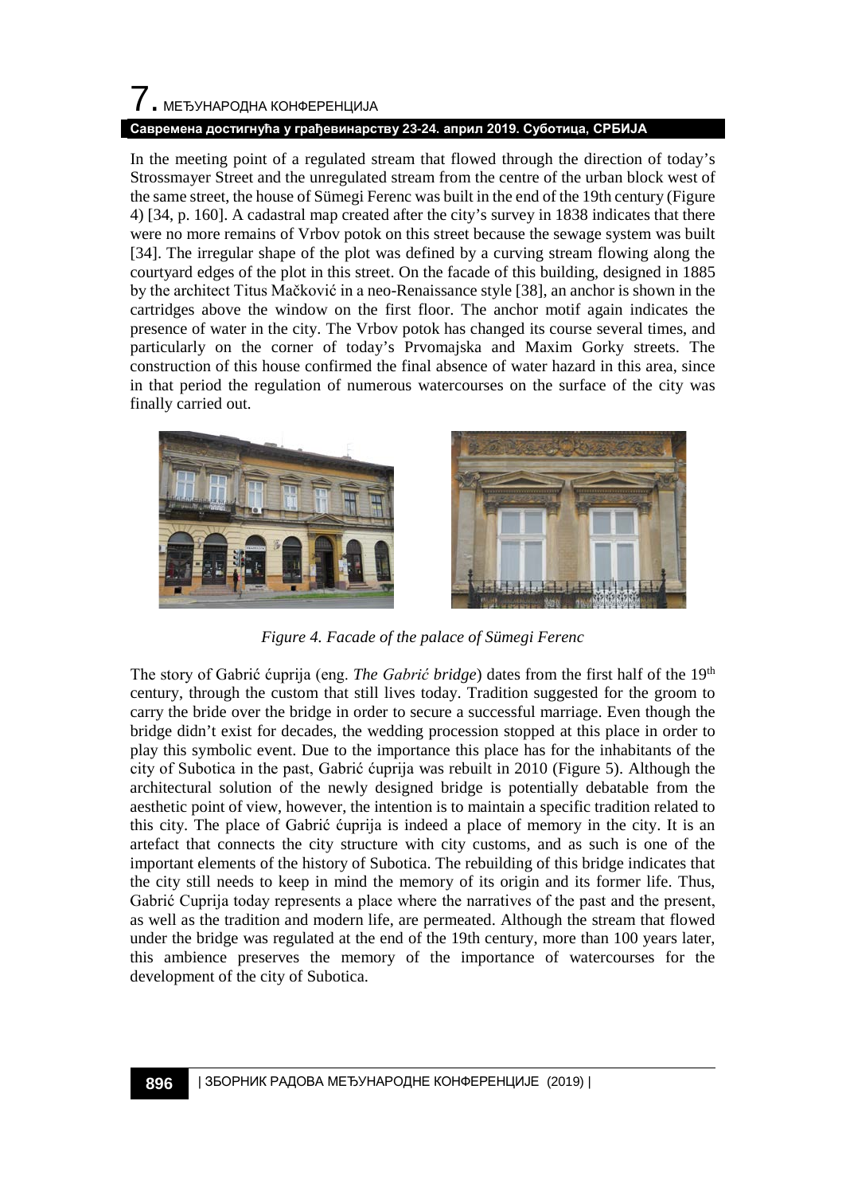In the meeting point of a regulated stream that flowed through the direction of today's Strossmayer Street and the unregulated stream from the centre of the urban block west of the same street, the house of Sümegi Ferenc was built in the end of the 19th century (Figure 4) [34, p. 160]. A cadastral map created after the city's survey in 1838 indicates that there were no more remains of Vrbov potok on this street because the sewage system was built [34]. The irregular shape of the plot was defined by a curving stream flowing along the courtyard edges of the plot in this street. On the facade of this building, designed in 1885 by the architect Titus Mačković in a neo-Renaissance style [38], an anchor is shown in the cartridges above the window on the first floor. The anchor motif again indicates the presence of water in the city. The Vrbov potok has changed its course several times, and particularly on the corner of today's Prvomajska and Maxim Gorky streets. The construction of this house confirmed the final absence of water hazard in this area, since in that period the regulation of numerous watercourses on the surface of the city was finally carried out.

*Figure 4. Facade of the palace of Sümegi Ferenc*

The story of Gabrić ćuprija (eng. *The Gabrić bridge*) dates from the first half of the 19th century, through the custom that still lives today. Tradition suggested for the groom to carry the bride over the bridge in order to secure a successful marriage. Even though the bridge didn't exist for decades, the wedding procession stopped at this place in order to play this symbolic event. Due to the importance this place has for the inhabitants of the city of Subotica in the past, Gabrić ćuprija was rebuilt in 2010 (Figure 5). Although the architectural solution of the newly designed bridge is potentially debatable from the aesthetic point of view, however, the intention is to maintain a specific tradition related to this city. The place of Gabrić ćuprija is indeed a place of memory in the city. It is an artefact that connects the city structure with city customs, and as such is one of the important elements of the history of Subotica. The rebuilding of this bridge indicates that the city still needs to keep in mind the memory of its origin and its former life. Thus, Gabrić Cuprija today represents a place where the narratives of the past and the present, as well as the tradition and modern life, are permeated. Although the stream that flowed under the bridge was regulated at the end of the 19th century, more than 100 years later, this ambience preserves the memory of the importance of watercourses for the development of the city of Subotica.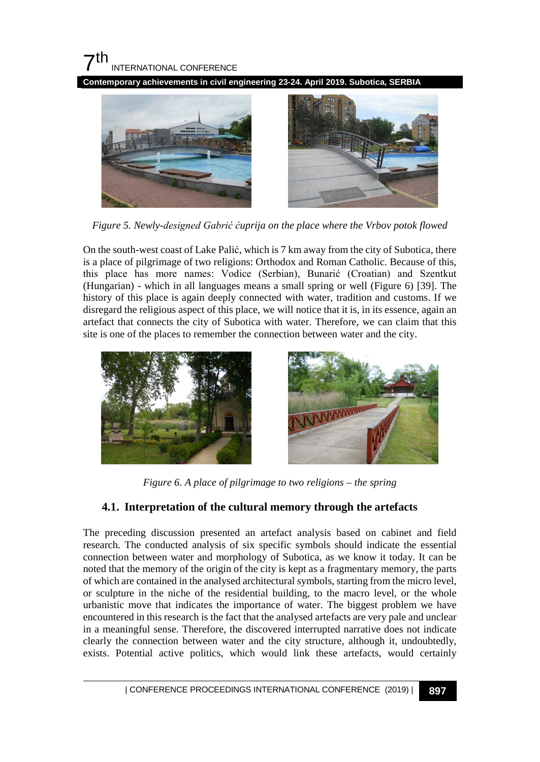*Figure 5. Newly-designed Gabrić ćuprija on the place where the Vrbov potok flowed*

On the south-west coast of Lake Palić, which is 7 km away from the city of Subotica, there is a place of pilgrimage of two religions: Orthodox and Roman Catholic. Because of this, this place has more names: Vodice (Serbian), Bunarić (Croatian) and Szentkut (Hungarian) - which in all languages means a small spring or well (Figure 6) [39]. The history of this place is again deeply connected with water, tradition and customs. If we disregard the religious aspect of this place, we will notice that it is, in its essence, again an artefact that connects the city of Subotica with water. Therefore, we can claim that this site is one of the places to remember the connection between water and the city.

*Figure 6. A place of pilgrimage to two religions – the spring*

### 4.1. Interpretation of the cultural memory through the artefacts

The preceding discussion presented an artefact analysis based on cabinet and field research. The conducted analysis of six specific symbols should indicate the essential connection between water and morphology of Subotica, as we know it today. It can be noted that the memory of the origin of the city is kept as a fragmentary memory, the parts of which are contained in the analysed architectural symbols, starting from the micro level, or sculpture in the niche of the residential building, to the macro level, or the whole urbanistic move that indicates the importance of water. The biggest problem we have encountered in this research is the fact that the analysed artefacts are very pale and unclear in a meaningful sense. Therefore, the discovered interrupted narrative does not indicate clearly the connection between water and the city structure, although it, undoubtedly, exists. Potential active politics, which would link these artefacts, would certainly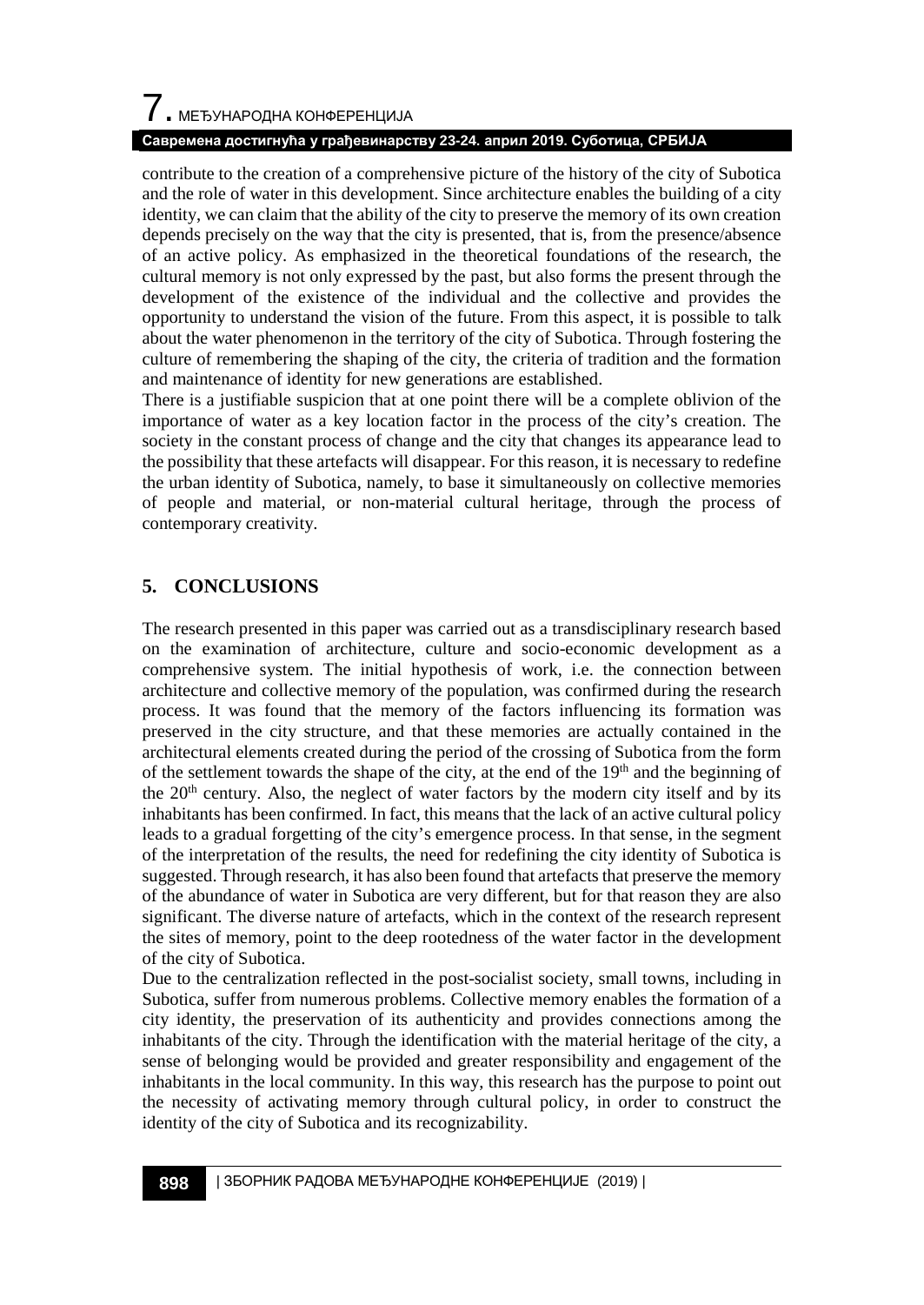contribute to the creation of a comprehensive picture of the history of the city of Subotica and the role of water in this development. Since architecture enables the building of a city identity, we can claim that the ability of the city to preserve the memory of its own creation depends precisely on the way that the city is presented, that is, from the presence/absence of an active policy. As emphasized in the theoretical foundations of the research, the cultural memory is not only expressed by the past, but also forms the present through the development of the existence of the individual and the collective and provides the opportunity to understand the vision of the future. From this aspect, it is possible to talk about the water phenomenon in the territory of the city of Subotica. Through fostering the culture of remembering the shaping of the city, the criteria of tradition and the formation and maintenance of identity for new generations are established.

There is a justifiable suspicion that at one point there will be a complete oblivion of the importance of water as a key location factor in the process of the city's creation. The society in the constant process of change and the city that changes its appearance lead to the possibility that these artefacts will disappear. For this reason, it is necessary to redefine the urban identity of Subotica, namely, to base it simultaneously on collective memories of people and material, or non-material cultural heritage, through the process of contemporary creativity.

## 5. CONCLUSIONS

The research presented in this paper was carried out as a transdisciplinary research based on the examination of architecture, culture and socio-economic development as a comprehensive system. The initial hypothesis of work, i.e. the connection between architecture and collective memory of the population, was confirmed during the research process. It was found that the memory of the factors influencing its formation was preserved in the city structure, and that these memories are actually contained in the architectural elements created during the period of the crossing of Subotica from the form of the settlement towards the shape of the city, at the end of the 19th and the beginning of the 20th century. Also, the neglect of water factors by the modern city itself and by its inhabitants has been confirmed. In fact, this means that the lack of an active cultural policy leads to a gradual forgetting of the city's emergence process. In that sense, in the segment of the interpretation of the results, the need for redefining the city identity of Subotica is suggested. Through research, it has also been found that artefacts that preserve the memory of the abundance of water in Subotica are very different, but for that reason they are also significant. The diverse nature of artefacts, which in the context of the research represent the sites of memory, point to the deep rootedness of the water factor in the development of the city of Subotica.

Due to the centralization reflected in the post-socialist society, small towns, including in Subotica, suffer from numerous problems. Collective memory enables the formation of a city identity, the preservation of its authenticity and provides connections among the inhabitants of the city. Through the identification with the material heritage of the city, a sense of belonging would be provided and greater responsibility and engagement of the inhabitants in the local community. In this way, this research has the purpose to point out the necessity of activating memory through cultural policy, in order to construct the identity of the city of Subotica and its recognizability.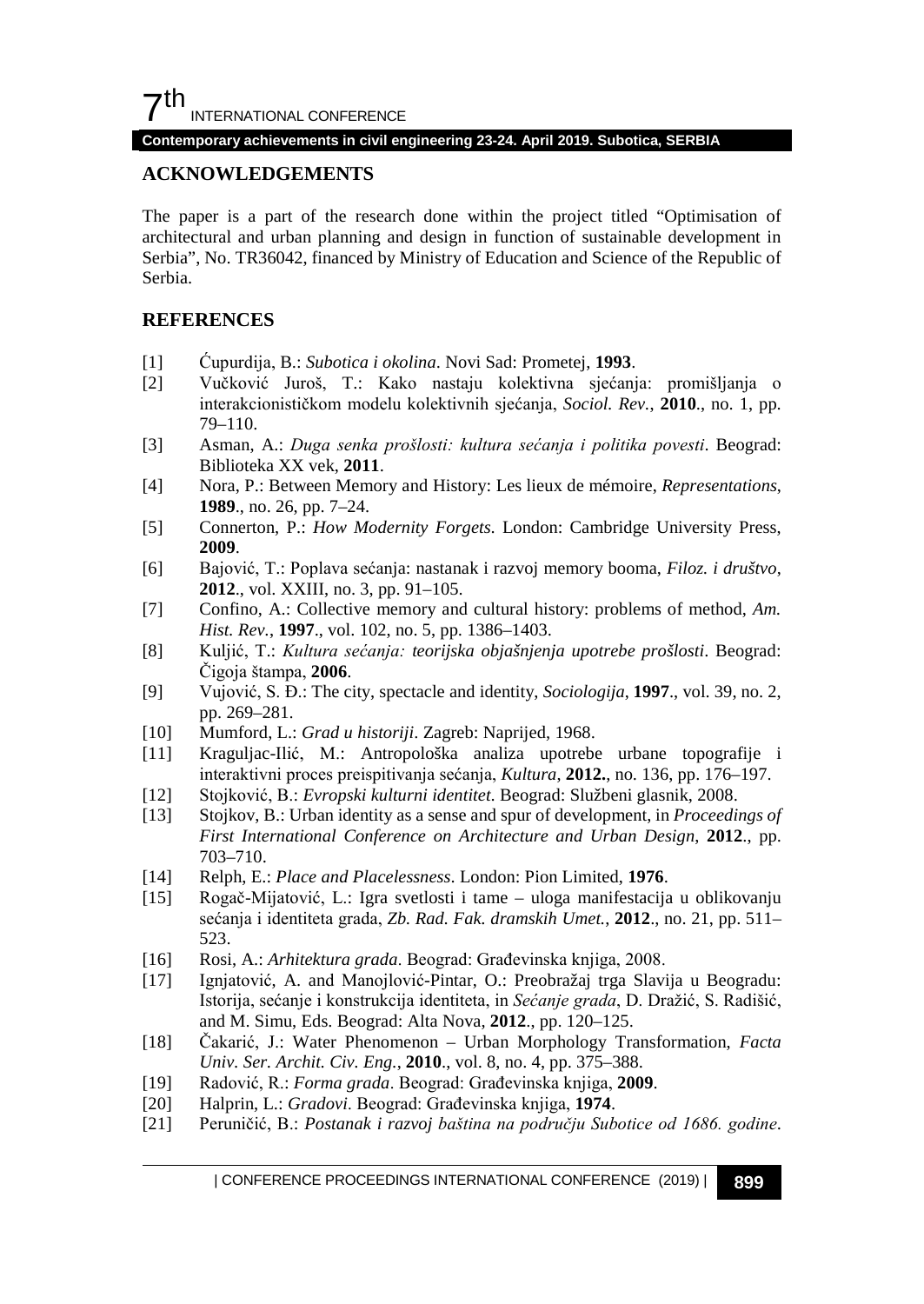## ACKNOWLEDGEMENTS

The paper is a part of the research done within the project titled "Optimisation of architectural and urban planning and design in function of sustainable development in Serbia", No. TR36042, financed by Ministry of Education and Science of the Republic of Serbia.

## REFERENCES

[1] Ćupurdija, B.: *Subotica i okolina*. Novi Sad: Prometej, **1993**.

[2] Vučković Juroš, T.: Kako nastaju kolektivna sjećanja: promišljanja o interakcionističkom modelu kolektivnih sjećanja, *Sociol. Rev.*, **2010**., no. 1, pp. 79–110.

[3] Asman, A.: *Duga senka prošlosti: kultura sećanja i politika povesti*. Beograd: Biblioteka XX vek, **2011**.

[4] Nora, P.: Between Memory and History: Les lieux de mémoire, *Representations*, **1989**., no. 26, pp. 7–24.

[5] Connerton, P.: *How Modernity Forgets*. London: Cambridge University Press, **2009**.

[6] Bajović, T.: Poplava sećanja: nastanak i razvoj memory booma, *Filoz. i društvo*, **2012**., vol. XXIII, no. 3, pp. 91–105.

[7] Confino, A.: Collective memory and cultural history: problems of method, *Am. Hist. Rev.*, **1997**., vol. 102, no. 5, pp. 1386–1403.

[8] Kuljić, T.: *Kultura sećanja: teorijska objašnjenja upotrebe prošlosti*. Beograd: Čigoja štampa, **2006**.

[9] Vujović, S. Đ.: The city, spectacle and identity, *Sociologija*, **1997**., vol. 39, no. 2, pp. 269–281.

[10] Mumford, L.: *Grad u historiji*. Zagreb: Naprijed, 1968.

[11] Kraguljac-Ilić, M.: Antropološka analiza upotrebe urbane topografije i interaktivni proces preispitivanja sećanja, *Kultura*, **2012.**, no. 136, pp. 176–197.

[12] Stojković, B.: *Evropski kulturni identitet*. Beograd: Službeni glasnik, 2008.

[13] Stojkov, B.: Urban identity as a sense and spur of development, in *Proceedings of First International Conference on Architecture and Urban Design*, **2012**., pp. 703–710.

[14] Relph, E.: *Place and Placelessness*. London: Pion Limited, **1976**.

[15] Rogač-Mijatović, L.: Igra svetlosti i tame – uloga manifestacija u oblikovanju sećanja i identiteta grada, *Zb. Rad. Fak. dramskih Umet.*, **2012**., no. 21, pp. 511–523.

[16] Rosi, A.: *Arhitektura grada*. Beograd: Građevinska knjiga, 2008.

[17] Ignjatović, A. and Manojlović-Pintar, O.: Preobražaj trga Slavija u Beogradu: Istorija, sećanje i konstrukcija identiteta, in *Sećanje grada*, D. Dražić, S. Radišić, and M. Simu, Eds. Beograd: Alta Nova, **2012**., pp. 120–125.

[18] Čakarić, J.: Water Phenomenon – Urban Morphology Transformation, *Facta Univ. Ser. Archit. Civ. Eng.*, **2010**., vol. 8, no. 4, pp. 375–388.

[19] Radović, R.: *Forma grada*. Beograd: Građevinska knjiga, **2009**.

[20] Halprin, L.: *Gradovi*. Beograd: Građevinska knjiga, **1974**.

[21] Peruničić, B.: *Postanak i razvoj baština na području Subotice od 1686. godine*.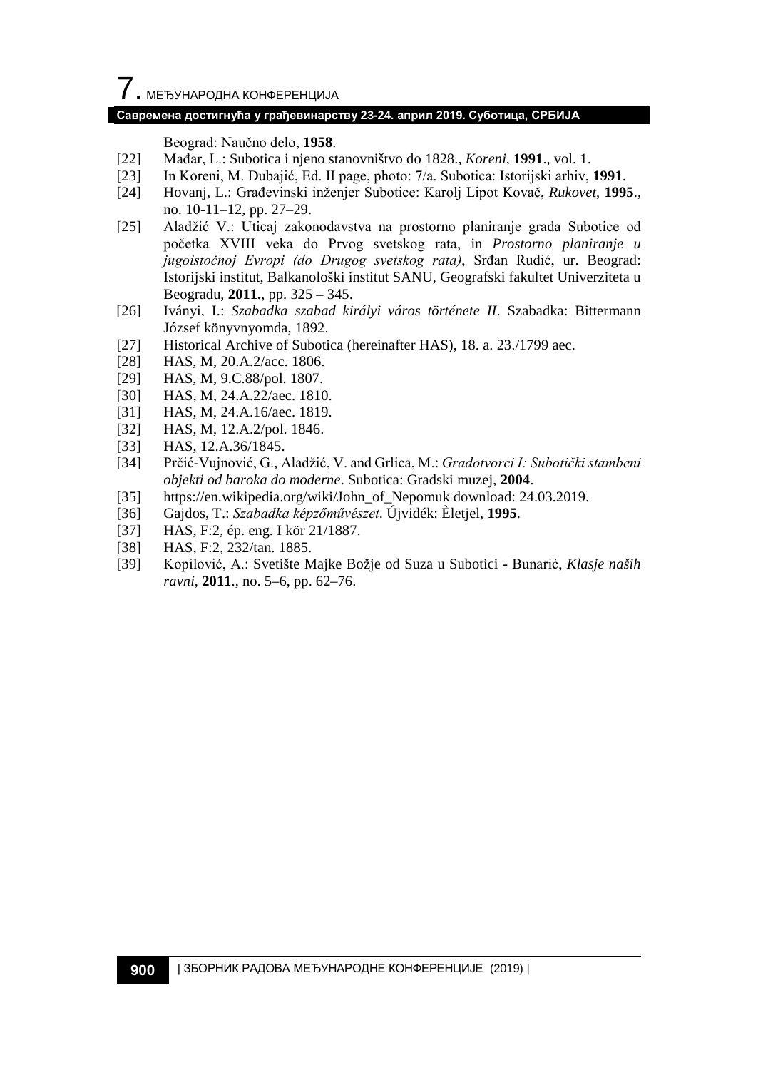Beograd: Naučno delo, **1958**.

[22] Mađar, L.: Subotica i njeno stanovništvo do 1828., *Koreni*, **1991**., vol. 1.

[23] In Koreni, M. Dubajić, Ed. II page, photo: 7/a. Subotica: Istorijski arhiv, **1991**.

[24] Hovanj, L.: Građevinski inženjer Subotice: Karolj Lipot Kovač, *Rukovet*, **1995**., no. 10-11–12, pp. 27–29.

[25] Aladžić V.: Uticaj zakonodavstva na prostorno planiranje grada Subotice od početka XVIII veka do Prvog svetskog rata, in *Prostorno planiranje u jugoistočnoj Evropi (do Drugog svetskog rata)*, Srđan Rudić, ur. Beograd: Istorijski institut, Balkanološki institut SANU, Geografski fakultet Univerziteta u Beogradu, **2011.**, pp. 325 – 345.

[26] Iványi, I.: *Szabadka szabad királyi város története II*. Szabadka: Bittermann József könyvnyomda, 1892.

[27] Historical Archive of Subotica (hereinafter HAS), 18. a. 23./1799 aec.

[28] HAS, M, 20.A.2/acc. 1806.

[29] HAS, M, 9.C.88/pol. 1807.

[30] HAS, M, 24.A.22/aec. 1810.

[31] HAS, M, 24.A.16/aec. 1819.

[32] HAS, M, 12.A.2/pol. 1846.

[33] HAS, 12.A.36/1845.

[34] Prčić-Vujnović, G., Aladžić, V. and Grlica, M.: *Gradotvorci I: Subotički stambeni objekti od baroka do moderne*. Subotica: Gradski muzej, **2004**.

[35] https://en.wikipedia.org/wiki/John_of_Nepomuk download: 24.03.2019.

[36] Gajdos, T.: *Szabadka képzőművészet*. Újvidék: Èletjel, **1995**.

[37] HAS, F:2, ép. eng. I kör 21/1887.

[38] HAS, F:2, 232/tan. 1885.

[39] Kopilović, A.: Svetište Majke Božje od Suza u Subotici - Bunarić, *Klasje naših ravni*, **2011**., no. 5–6, pp. 62–76.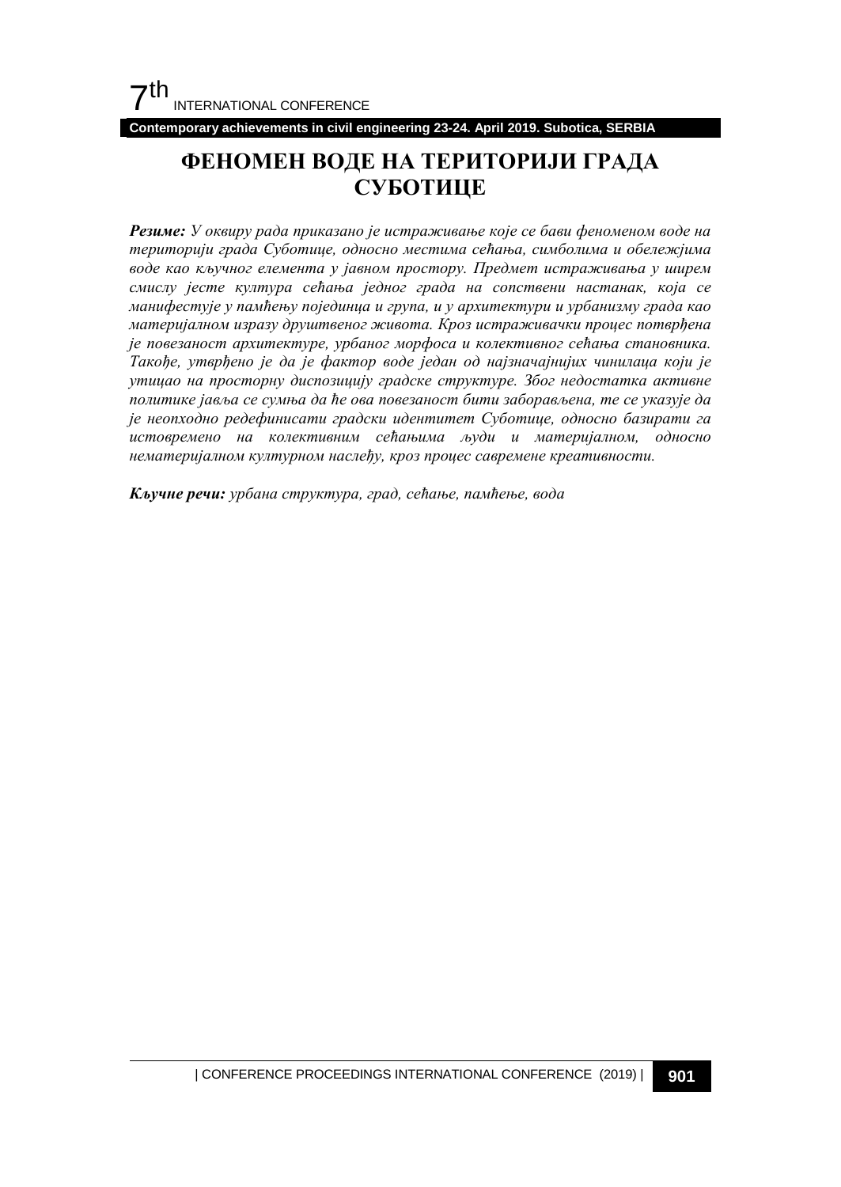# ФЕНОМЕН ВОДЕ НА ТЕРИТОРИЈИ ГРАДА СУБОТИЦЕ

***Резиме:*** *У оквиру рада приказано је истраживање које се бави феноменом воде на територији града Суботице, односно местима сећања, симболима и обележјима воде као кључног елемента у јавном простору. Предмет истраживања у ширем смислу јесте култура сећања једног града на сопствени настанак, која се манифестује у памћењу појединца и група, и у архитектури и урбанизму града као материјалном изразу друштвеног живота. Кроз истраживачки процес потврђена је повезаност архитектуре, урбаног морфоса и колективног сећања становника. Такође, утврђено је да је фактор воде један од најзначајнијих чинилаца који је утицао на просторну диспозицију градске структуре. Због недостатка активне политике јавља се сумња да ће ова повезаност бити заборављена, те се указује да је неопходно редефинисати градски идентитет Суботице, односно базирати га истовремено на колективним сећањима људи и материјалном, односно нематеријалном културном наслеђу, кроз процес савремене креативности.*

***Кључне речи:*** *урбана структура, град, сећање, памћење, вода*